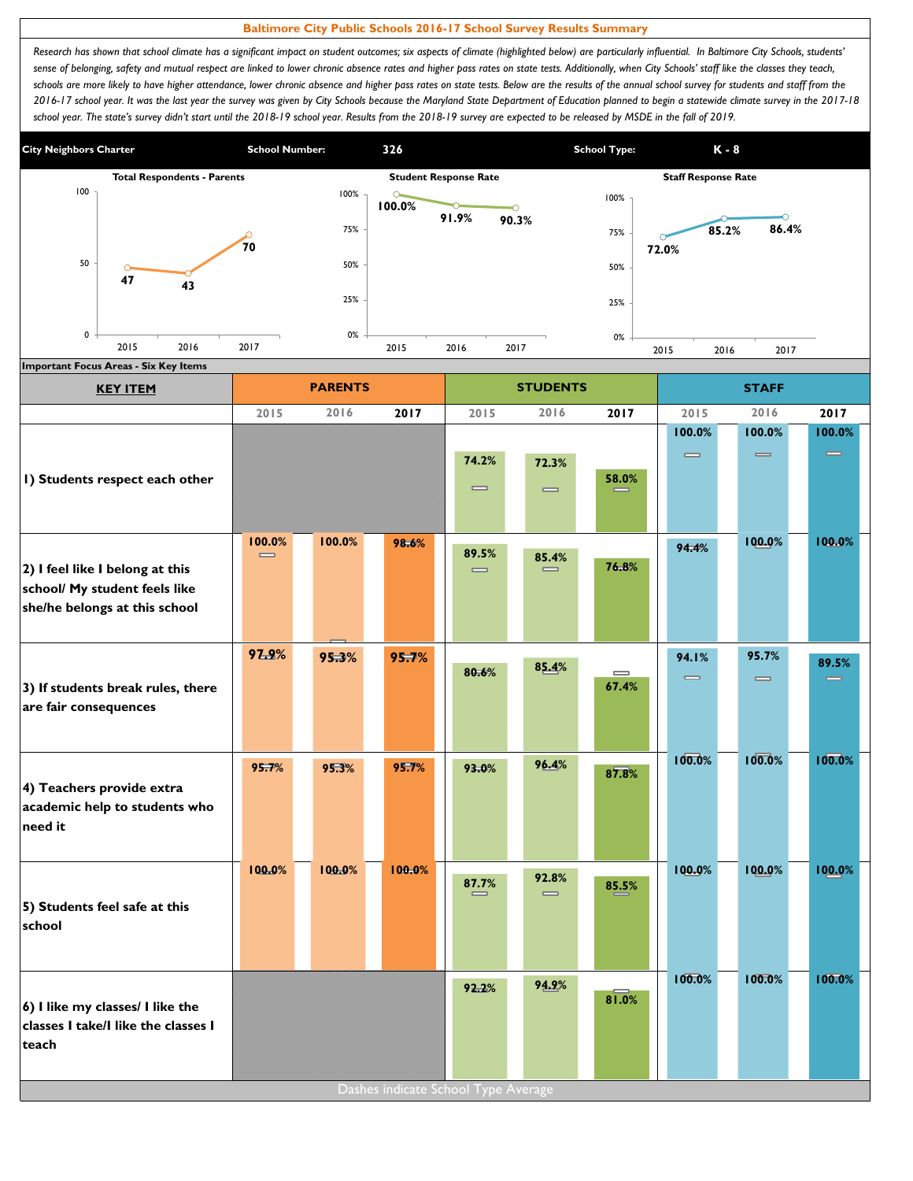# Baltimore City Public Schools 2016-17 School Survey Results Summary

*Research has shown that school climate has a significant impact on student outcomes; six aspects of climate (highlighted below) are particularly influential. In Baltimore City Schools, students' sense of belonging, safety and mutual respect are linked to lower chronic absence rates and higher pass rates on state tests. Additionally, when City Schools' staff like the classes they teach, schools are more likely to have higher attendance, lower chronic absence and higher pass rates on state tests. Below are the results of the annual school survey for students and staff from the 2016-17 school year. It was the last year the survey was given by City Schools because the Maryland State Department of Education planned to begin a statewide climate survey in the 2017-18 school year. The state's survey didn't start until the 2018-19 school year. Results from the 2018-19 survey are expected to be released by MSDE in the fall of 2019.*

| City Neighbors Charter | School Number: | 326 | School Type: | K - 8 |
|---|---|---|---|---|

| | 2015 | 2016 | 2017 |
|---|---|---|---|
| Total Respondents - Parents | 47 | 43 | 70 |
| Student Response Rate | 100.0% | 91.9% | 90.3% |
| Staff Response Rate | 72.0% | 85.2% | 86.4% |

**Important Focus Areas - Six Key Items**

| KEY ITEM | PARENTS | | | STUDENTS | | | STAFF | | |
|---|---|---|---|---|---|---|---|---|---|
| | 2015 | 2016 | 2017 | 2015 | 2016 | 2017 | 2015 | 2016 | 2017 |
| 1) Students respect each other | | | | 74.2% | 72.3% | 58.0% | 100.0% | 100.0% | 100.0% |
| 2) I feel like I belong at this school/ My student feels like she/he belongs at this school | 100.0% | 100.0% | 98.6% | 89.5% | 85.4% | 76.8% | 94.4% | 100.0% | 100.0% |
| 3) If students break rules, there are fair consequences | 97.9% | 95.3% | 95.7% | 80.6% | 85.4% | 67.4% | 94.1% | 95.7% | 89.5% |
| 4) Teachers provide extra academic help to students who need it | 95.7% | 95.3% | 95.7% | 93.0% | 96.4% | 87.8% | 100.0% | 100.0% | 100.0% |
| 5) Students feel safe at this school | 100.0% | 100.0% | 100.0% | 87.7% | 92.8% | 85.5% | 100.0% | 100.0% | 100.0% |
| 6) I like my classes/ I like the classes I take/I like the classes I teach | | | | 92.2% | 94.9% | 81.0% | 100.0% | 100.0% | 100.0% |

Dashes indicate School Type Average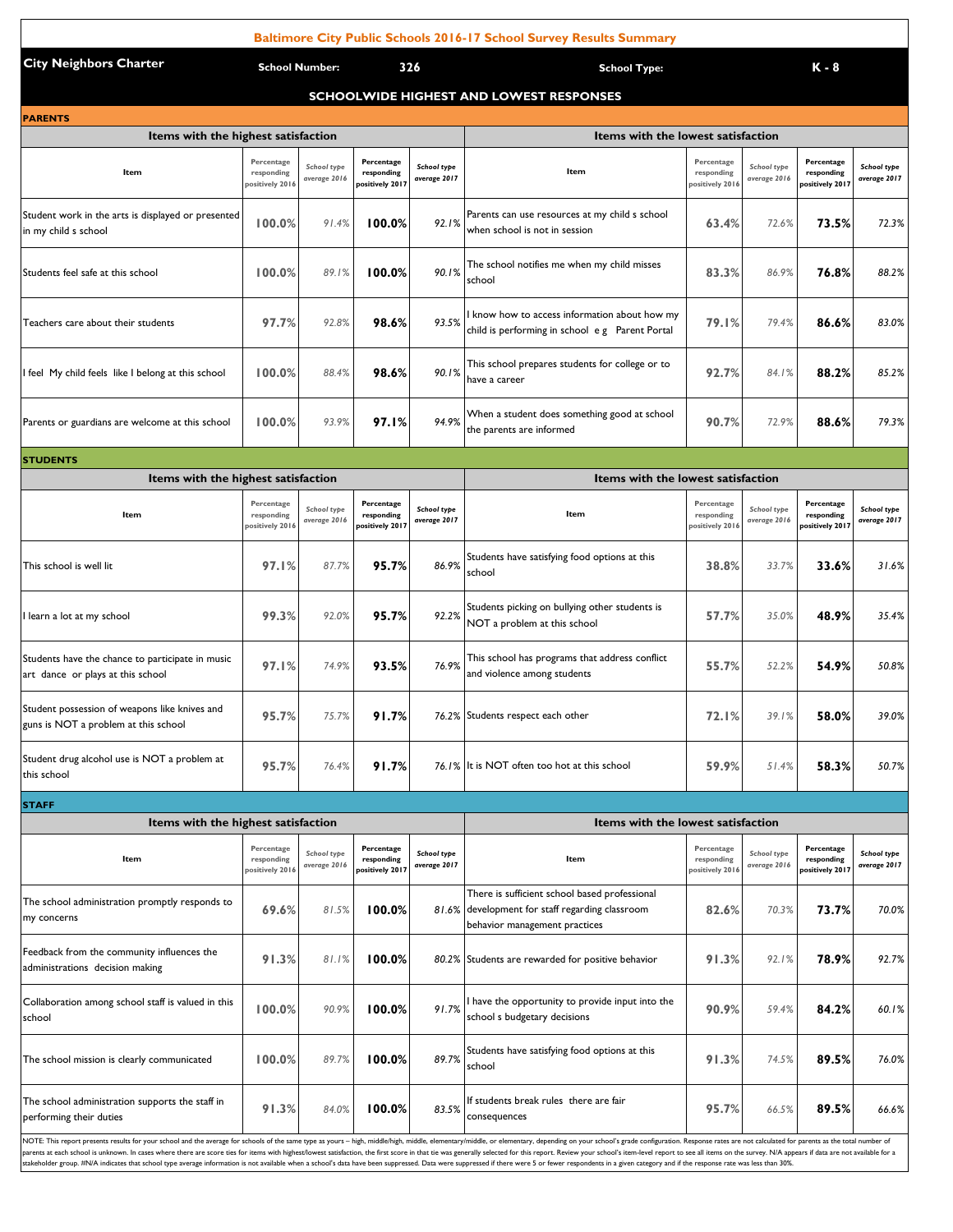# Baltimore City Public Schools 2016-17 School Survey Results Summary

**City Neighbors Charter** | School Number: 326 | School Type: K - 8

## SCHOOLWIDE HIGHEST AND LOWEST RESPONSES

### PARENTS

| Items with the highest satisfaction | | | | | Items with the lowest satisfaction | | | | |
|---|---|---|---|---|---|---|---|---|---|
| Item | Percentage responding positively 2016 | School type average 2016 | Percentage responding positively 2017 | School type average 2017 | Item | Percentage responding positively 2016 | School type average 2016 | Percentage responding positively 2017 | School type average 2017 |
| Student work in the arts is displayed or presented in my child s school | 100.0% | 91.4% | 100.0% | 92.1% | Parents can use resources at my child s school when school is not in session | 63.4% | 72.6% | 73.5% | 72.3% |
| Students feel safe at this school | 100.0% | 89.1% | 100.0% | 90.1% | The school notifies me when my child misses school | 83.3% | 86.9% | 76.8% | 88.2% |
| Teachers care about their students | 97.7% | 92.8% | 98.6% | 93.5% | I know how to access information about how my child is performing in school e g Parent Portal | 79.1% | 79.4% | 86.6% | 83.0% |
| I feel My child feels like I belong at this school | 100.0% | 88.4% | 98.6% | 90.1% | This school prepares students for college or to have a career | 92.7% | 84.1% | 88.2% | 85.2% |
| Parents or guardians are welcome at this school | 100.0% | 93.9% | 97.1% | 94.9% | When a student does something good at school the parents are informed | 90.7% | 72.9% | 88.6% | 79.3% |

### STUDENTS

| Items with the highest satisfaction | | | | | Items with the lowest satisfaction | | | | |
|---|---|---|---|---|---|---|---|---|---|
| Item | Percentage responding positively 2016 | School type average 2016 | Percentage responding positively 2017 | School type average 2017 | Item | Percentage responding positively 2016 | School type average 2016 | Percentage responding positively 2017 | School type average 2017 |
| This school is well lit | 97.1% | 87.7% | 95.7% | 86.9% | Students have satisfying food options at this school | 38.8% | 33.7% | 33.6% | 31.6% |
| I learn a lot at my school | 99.3% | 92.0% | 95.7% | 92.2% | Students picking on bullying other students is NOT a problem at this school | 57.7% | 35.0% | 48.9% | 35.4% |
| Students have the chance to participate in music art dance or plays at this school | 97.1% | 74.9% | 93.5% | 76.9% | This school has programs that address conflict and violence among students | 55.7% | 52.2% | 54.9% | 50.8% |
| Student possession of weapons like knives and guns is NOT a problem at this school | 95.7% | 75.7% | 91.7% | 76.2% | Students respect each other | 72.1% | 39.1% | 58.0% | 39.0% |
| Student drug alcohol use is NOT a problem at this school | 95.7% | 76.4% | 91.7% | 76.1% | It is NOT often too hot at this school | 59.9% | 51.4% | 58.3% | 50.7% |

### STAFF

| Items with the highest satisfaction | | | | | Items with the lowest satisfaction | | | | |
|---|---|---|---|---|---|---|---|---|---|
| Item | Percentage responding positively 2016 | School type average 2016 | Percentage responding positively 2017 | School type average 2017 | Item | Percentage responding positively 2016 | School type average 2016 | Percentage responding positively 2017 | School type average 2017 |
| The school administration promptly responds to my concerns | 69.6% | 81.5% | 100.0% | 81.6% | There is sufficient school based professional development for staff regarding classroom behavior management practices | 82.6% | 70.3% | 73.7% | 70.0% |
| Feedback from the community influences the administrations decision making | 91.3% | 81.1% | 100.0% | 80.2% | Students are rewarded for positive behavior | 91.3% | 92.1% | 78.9% | 92.7% |
| Collaboration among school staff is valued in this school | 100.0% | 90.9% | 100.0% | 91.7% | I have the opportunity to provide input into the school s budgetary decisions | 90.9% | 59.4% | 84.2% | 60.1% |
| The school mission is clearly communicated | 100.0% | 89.7% | 100.0% | 89.7% | Students have satisfying food options at this school | 91.3% | 74.5% | 89.5% | 76.0% |
| The school administration supports the staff in performing their duties | 91.3% | 84.0% | 100.0% | 83.5% | If students break rules there are fair consequences | 95.7% | 66.5% | 89.5% | 66.6% |

NOTE: This report presents results for your school and the average for schools of the same type as yours – high, middle/high, middle, elementary/middle, or elementary, depending on your school's grade configuration. Response rates are not calculated for parents as the total number of parents at each school is unknown. In cases where there are score ties for items with highest/lowest satisfaction, the first score in that tie was generally selected for this report. Review your school's item-level report to see all items on the survey. N/A appears if data are not available for a stakeholder group. #N/A indicates that school type average information is not available when a school's data have been suppressed. Data were suppressed if there were 5 or fewer respondents in a given category and if the response rate was less than 30%.